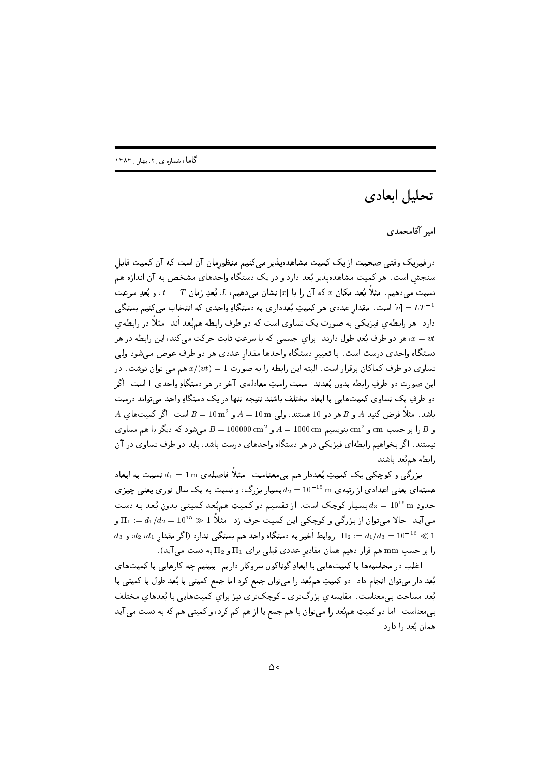# تحلیل ابعادی

**امیر آقامحمدی**

در فیزیک وقتی صحبت از یک کمیتِ مشاهده‌پذیر می‌کنیم منظورمان آن است که آن کمیت قابلِ سنجش است. هر کمیتِ مشاهده‌پذیر بُعد دارد و در یک دستگاهِ واحدهایِ مشخص به آن اندازه هم نسبت می‌دهیم. مثلاً بُعدِ مکان $x$ که آن را با $[x]$ نشان می‌دهیم، $L$، بُعدِ زمان $[t]=T$، و بُعدِ سرعت $[v]=LT^{-1}$ است. مقدارِ عددیِ هر کمیتِ بُعدداری به دستگاهِ واحدی که انتخاب می‌کنیم بستگی دارد. هر رابطه‌ی فیزیکی به صورتِ یک تساوی است که دو طرفِ رابطه هم‌بُعد اَند. مثلاً در رابطه‌ی $x=vt$، هر دو طرف بُعدِ طول دارند. برایِ جسمی که با سرعتِ ثابت حرکت می‌کند، این رابطه در هر دستگاهِ واحدی درست است. با تغییرِ دستگاهِ واحدها مقدارِ عددیِ هر دو طرف عوض می‌شود ولی تساویِ دو طرف کماکان برقرار است. البته این رابطه را به صورتِ $x/(vt)=1$ هم می‌توان نوشت. در این صورت دو طرفِ رابطه بدونِ بُعدند. سمت راستِ معادله‌ی آخر در هر دستگاهِ واحدی 1 است. اگر دو طرفِ یک تساوی کمیت‌هایی با ابعادِ مختلف باشند نتیجه تنها در یک دستگاهِ واحد می‌تواند درست باشد. مثلاً فرض کنید $A$ و $B$ هر دو 10 هستند، ولی $A=10\,\mathrm{m}$ و $B=10\,\mathrm{m}^2$ است. اگر کمیت‌هایِ $A$ و $B$ را بر حسبِ $\mathrm{cm}$ و $\mathrm{cm}^2$ بنویسیم $A=1000\,\mathrm{cm}$ و $B=100000\,\mathrm{cm}^2$ می‌شود که دیگر با هم مساوی نیستند. اگر بخواهیم رابطه‌ای فیزیکی در هر دستگاهِ واحدهای درست باشد، باید دو طرفِ تساوی در آن رابطه هم‌بُعد باشند.

بزرگی و کوچکیِ یک کمیتِ بُعددار هم بی‌معناست. مثلاً فاصله‌ی $d_1=1\,\mathrm{m}$ نسبت به ابعادِ هسته‌ای یعنی اعدادی از رتبه‌ی $d_2=10^{-15}\,\mathrm{m}$ بسیار بزرگ، و نسبت به یک سالِ نوری یعنی چیزی حدودِ $d_3=10^{16}\,\mathrm{m}$ بسیار کوچک است. از تقسیمِ دو کمیتِ هم‌بُعد کمیتی بدونِ بُعد به دست می‌آید. حالا می‌توان از بزرگی و کوچکیِ این کمیت حرف زد. مثلاً $\Pi_1:=d_1/d_2=10^{15}\gg 1$ و $\Pi_2:=d_1/d_3=10^{-16}\ll 1$. روابطِ اَخیر به دستگاهِ واحد هم بستگی ندارد (اگر مقدارِ $d_1$، $d_2$، و $d_3$ را بر حسبِ $\mathrm{mm}$ هم قرار دهیم همان مقادیرِ عددیِ قبلی برایِ $\Pi_1$ و $\Pi_2$ به دست می‌آید).

اغلب در محاسبه‌ها با کمیت‌هایی با ابعادِ گوناگون سروکار داریم. ببینیم چه کارهایی با کمیت‌هایِ بُعد دار می‌توان انجام داد. دو کمیتِ هم‌بُعد را می‌توان جمع کرد اما جمعِ کمیتی با بُعدِ طول با کمیتی با بُعدِ مساحت بی‌معناست. مقایسه‌ی بزرگ‌تری ـ کوچک‌تری نیز برایِ کمیت‌هایی با بُعدهایِ مختلف بی‌معناست. اما دو کمیتِ هم‌بُعد را می‌توان با هم جمع یا از هم کم کرد، و کمیتی هم که به دست می‌آید همان بُعد را دارد.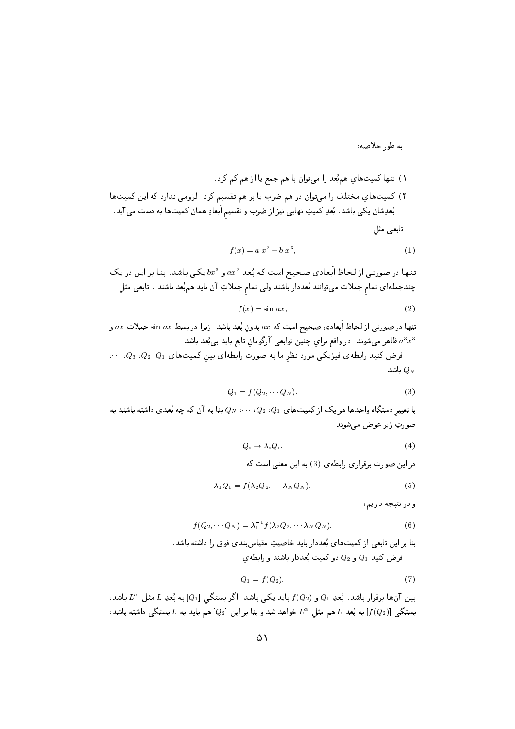به طورِ خلاصه:

۱) تنها کمیت‌هایِ هم‌بُعد را می‌توان با هم جمع یا از هم کم کرد.

۲) کمیت‌هایِ مختلف را می‌توان در هم ضرب یا بر هم تقسیم کرد. لزومی ندارد که این کمیت‌ها بُعدِشان یکی باشد. بُعدِ کمیتِ نهایی نیز از ضرب و تقسیمِ اَبعادِ همان کمیت‌ها به دست می‌آید.

تابعی مثلِ

$$f(x) = a\ x^2 + b\ x^3, \tag{1}$$

تنها در صورتی از لحاظِ اَبعادی صحیح است که بُعدِ $ax^2$ و $bx^3$ یکی باشد. بنا بر این در یک چندجمله‌ای تمامِ جملات می‌توانند بُعددار باشند ولی تمامِ جملاتِ آن باید هم‌بُعد باشند. تابعی مثلِ

$$f(x) = \sin ax, \tag{2}$$

تنها در صورتی از لحاظِ اَبعادی صحیح است که $ax$ بدونِ بُعد باشد. زیرا در بسطِ $\sin ax$ جملاتِ $ax$ و $a^3x^3$ ظاهر می‌شوند. در واقع برایِ چنین توابعی آرگومانِ تابع باید بی‌بُعد باشد.

فرض کنید رابطه‌یِ فیزیکیِ موردِ نظرِ ما به صورتِ رابطه‌ای بینِ کمیت‌هایِ $Q_1$، $Q_2$، $Q_3$، $\cdots$، $Q_N$ باشد.

$$Q_1 = f(Q_2, \cdots Q_N). \tag{3}$$

با تغییرِ دستگاهِ واحدها هر یک از کمیت‌هایِ $Q_1$، $Q_2$، $\cdots$، $Q_N$ بنا به آن که چه بُعدی داشته باشند به صورتِ زیر عوض می‌شوند

$$Q_i \to \lambda_i Q_i. \tag{4}$$

در این صورت برقراریِ رابطه‌یِ (3) به این معنی است که

$$\lambda_1 Q_1 = f(\lambda_2 Q_2, \cdots \lambda_N Q_N), \tag{5}$$

و در نتیجه داریم،

$$f(Q_2, \cdots Q_N) = \lambda_1^{-1} f(\lambda_2 Q_2, \cdots \lambda_N Q_N). \tag{6}$$

بنا بر این تابعی از کمیت‌هایِ بُعدار باید خاصیتِ مقیاس‌بندیِ فوق را داشته باشد.

فرض کنید $Q_1$ و $Q_2$ دو کمیتِ بُعدار باشند و رابطه‌یِ

$$Q_1 = f(Q_2), \tag{7}$$

بینِ آن‌ها برقرار باشد. بُعدِ $Q_1$ و $f(Q_2)$ باید یکی باشد. اگر بستگیِ $[Q_1]$ به بُعدِ $L$ مثلِ $L^\alpha$ باشد، بستگیِ $[f(Q_2)]$ به بُعدِ $L$ هم مثلِ $L^\alpha$ خواهد شد و بنا بر این $[Q_2]$ هم باید به $L$ بستگی داشته باشد،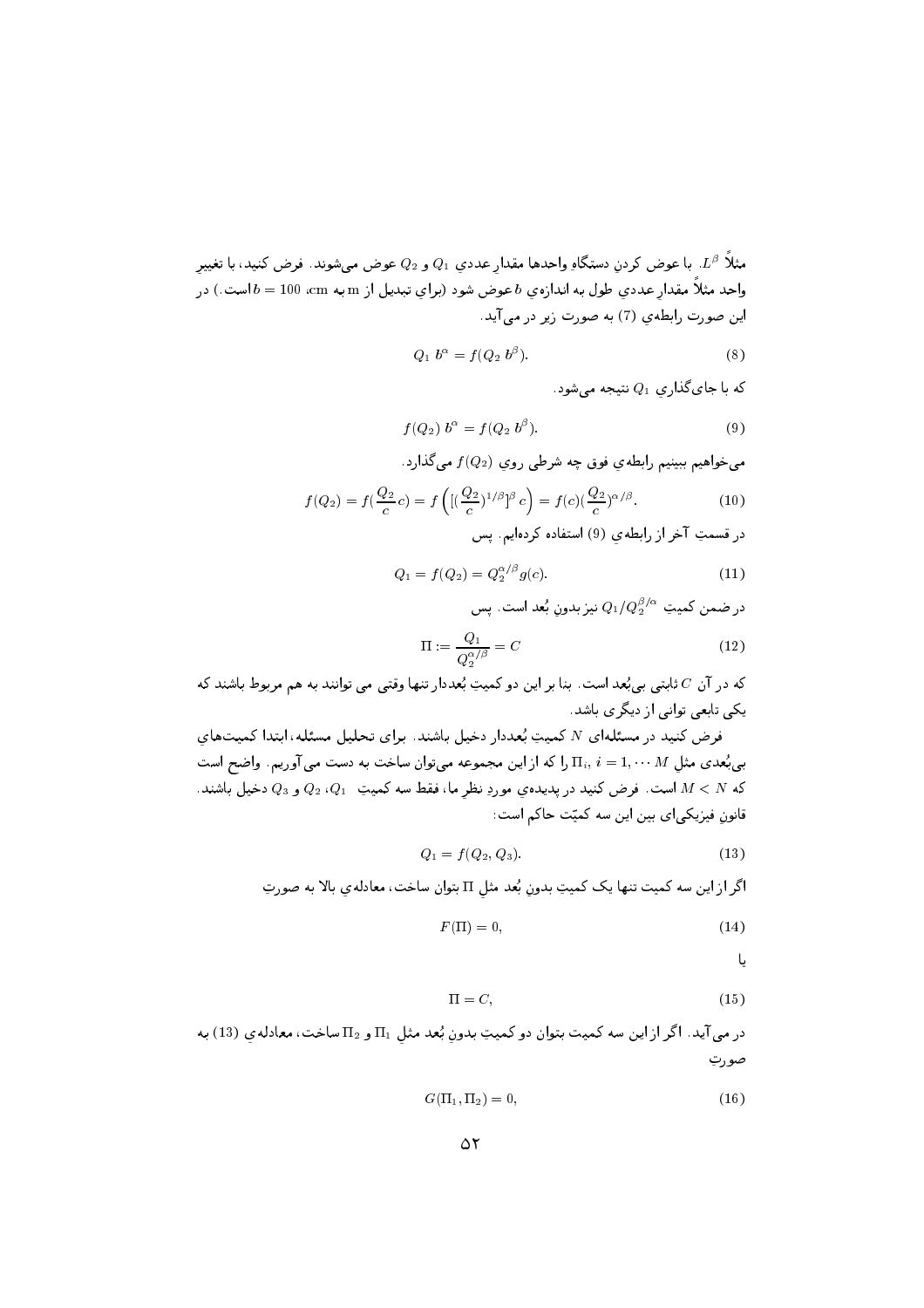مثلاً $L^{\beta}$. با عوض کردنِ دستگاهِ واحدها مقدارِ عدديِ $Q_1$ و $Q_2$ عوض می‌شوند. فرض کنید، با تغییرِ واحد مثلاً مقدارِ عدديِ طول به اندازه‌يِ $b$ عوض شود (براي تبديل از m به cm، $b = 100$ است.) در این صورت رابطه‌يِ (7) به صورت زیر در می‌آید.

$$Q_1\, b^{\alpha} = f(Q_2\, b^{\beta}). \tag{8}$$

که با جای‌گذاریِ $Q_1$ نتیجه می‌شود.

$$f(Q_2)\, b^{\alpha} = f(Q_2\, b^{\beta}). \tag{9}$$

می‌خواهیم ببینیم رابطه‌يِ فوق چه شرطی رويِ $f(Q_2)$ می‌گذارد.

$$f(Q_2) = f(\frac{Q_2}{c}c) = f\left([(\frac{Q_2}{c})^{1/\beta}]^{\beta}\, c\right) = f(c)(\frac{Q_2}{c})^{\alpha/\beta}. \tag{10}$$

در قسمتِ آخر از رابطه‌يِ (9) استفاده کرده‌ایم. پس

$$Q_1 = f(Q_2) = Q_2^{\alpha/\beta} g(c). \tag{11}$$

در ضمن کمیتِ $Q_1/Q_2^{\beta/\alpha}$ نیز بدونِ بُعد است. پس

$$\Pi := \frac{Q_1}{Q_2^{\alpha/\beta}} = C \tag{12}$$

که در آن $C$ ثابتی بی‌بُعد است. بنا بر این دو کمیتِ بُعددار تنها وقتی می توانند به هم مربوط باشند که یکی تابعی توانی از دیگری باشد.

فرض کنید در مسئله‌ای $N$ کمیتِ بُعددار دخیل باشند. برای تحلیل مسئله، ابتدا کمیت‌هايِ بی‌بُعدی مثلِ $\Pi_i,\ i = 1, \cdots M$ را که از این مجموعه می‌توان ساخت به دست می آوریم. واضح است که $M < N$ است. فرض کنید در پدیده‌يِ موردِ نظرِ ما، فقط سه کمیتِ $Q_1$، $Q_2$ و $Q_3$ دخیل باشند. قانونِ فیزیکی‌ای بین این سه کمیّت حاکم است:

$$Q_1 = f(Q_2, Q_3). \tag{13}$$

اگر از این سه کمیت تنها یک کمیتِ بدونِ بُعد مثلِ $\Pi$ بتوان ساخت، معادله‌يِ بالا به صورتِ

$$F(\Pi) = 0, \tag{14}$$

یا

$$\Pi = C, \tag{15}$$

در می‌آید. اگر از این سه کمیت بتوان دو کمیتِ بدونِ بُعد مثلِ $\Pi_1$ و $\Pi_2$ ساخت، معادله‌يِ (13) به صورتِ

$$G(\Pi_1, \Pi_2) = 0, \tag{16}$$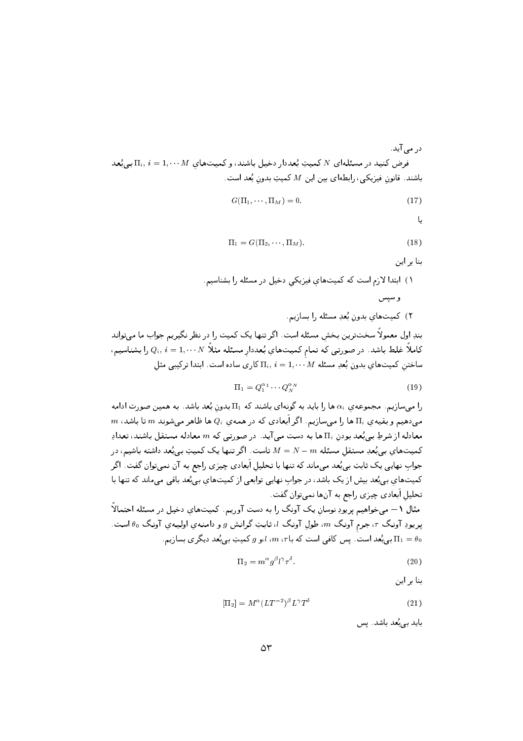در می‌آید.

فرض کنید در مسئله‌ای $N$ کمیتِ بُعددار دخیل باشند، و کمیت‌هایِ $\Pi_i,\ i=1,\cdots M$ بی‌بُعد باشند. قانونِ فیزیکی، رابطه‌ای بین این $M$ کمیتِ بدونِ بُعد است.

$$G(\Pi_1,\cdots,\Pi_M)=0. \tag{17}$$

یا

$$\Pi_1=G(\Pi_2,\cdots,\Pi_M). \tag{18}$$

بنا بر این

۱) ابتدا لازم است که کمیت‌هایِ فیزیکیِ دخیل در مسئله را بشناسیم.

و سپس

۲) کمیت‌هایِ بدونِ بُعدِ مسئله را بسازیم.

بند اول معمولاً سخت‌ترین بخشِ مسئله است. اگر تنها یک کمیت را در نظر نگیریم جواب ما می‌تواند کاملاً غلط باشد. در صورتی که تمامِ کمیت‌هایِ بُعدارِ مسئله مثلاً $Q_i,\ i=1,\cdots N$ را بشناسیم، ساختنِ کمیت‌هایِ بدونِ بُعدِ مسئله $\Pi_i,\ i=1,\cdots M$ کاری ساده است. ابتدا ترکیبی مثلِ

$$\Pi_1=Q_1^{\alpha_1}\cdots Q_N^{\alpha_N} \tag{19}$$

را می‌سازیم. مجموعه‌ی $\alpha_i$ ها را باید به گونه‌ای باشند که $\Pi_1$ بدونِ بُعد باشد. به همین صورت ادامه می‌دهیم و بقیه‌ی $\Pi_i$ ها را می‌سازیم. اگر اَبعادی که در همه‌ی $Q_i$ ها ظاهر می‌شوند $m$ تا باشد، $m$ معادله از شرطِ بی‌بُعد بودنِ $\Pi_i$ ها به دست می‌آید. در صورتی که $m$ معادله مستقل باشند، تعدادِ کمیت‌هایِ بی‌بُعدِ مستقل مسئله $M=N-m$ تاست. اگر تنها یک کمیتِ بی‌بُعد داشته باشیم، در جوابِ نهایی یک ثابتِ بی‌بُعد می‌ماند که تنها با تحلیلِ اَبعادی چیزی راجع به آن نمی‌توان گفت. اگر کمیت‌هایِ بی‌بُعد بیش از یک باشد، در جوابِ نهایی توابعی از کمیت‌هایِ بی‌بُعد باقی می‌ماند که تنها با تحلیلِ اَبعادی چیزی راجع به آن‌ها نمی‌توان گفت.

**مثال ۱** — می‌خواهیم پریودِ نوسانِ یک آونگ را به دست آوریم. کمیت‌هایِ دخیل در مسئله احتمالاً پریودِ آونگ $\tau$، جرمِ آونگ $m$، طولِ آونگ $l$، ثابتِ گرانش $g$ و دامنه‌یِ اولیه‌یِ آونگ $\theta_0$ است. $\Pi_1=\theta_0$ بی‌بُعد است. پس کافی است که با $\tau$، $m$، $l$، و $g$ کمیتِ بی‌بُعد دیگری بسازیم.

$$\Pi_2=m^{\alpha}g^{\beta}l^{\gamma}\tau^{\delta}. \tag{20}$$

بنا بر این

$$[\Pi_2]=M^{\alpha}(LT^{-2})^{\beta}L^{\gamma}T^{\delta} \tag{21}$$

باید بی‌بُعد باشد. پس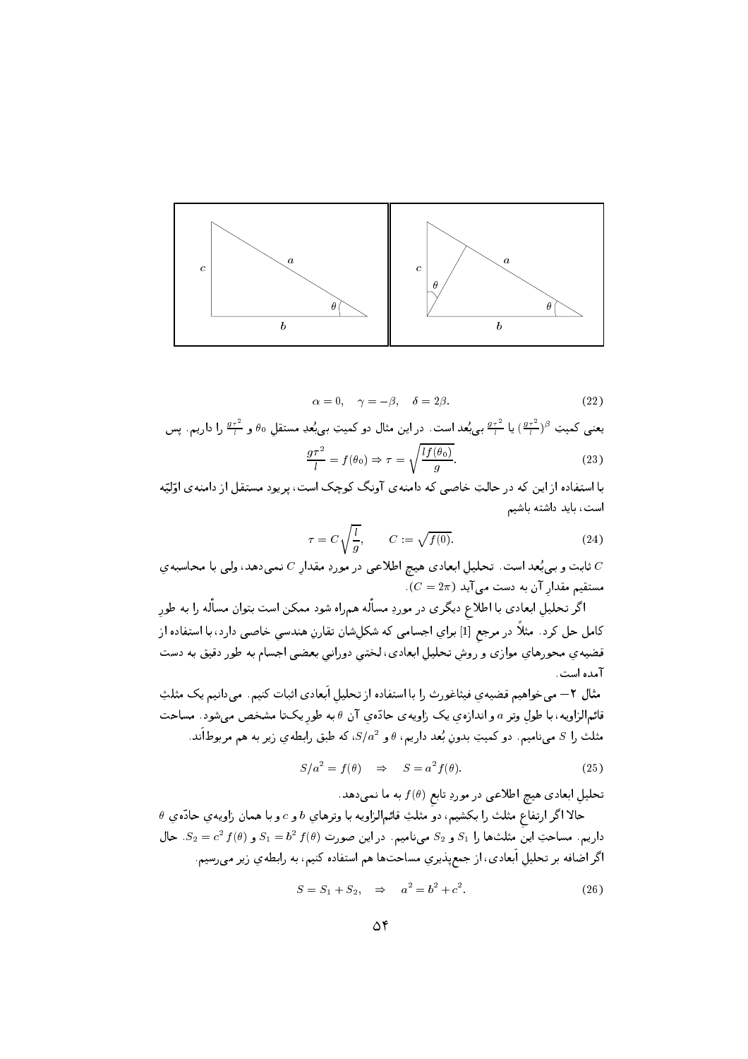$$\alpha = 0, \quad \gamma = -\beta, \quad \delta = 2\beta. \tag{22}$$

یعنی کمیتِ $\left(\frac{g\tau^2}{l}\right)^\beta$ یا $\frac{g\tau^2}{l}$ بی‌بُعد است. در این مثال دو کمیتِ بی‌بُعدِ مستقلِ $\theta_0$ و $\frac{g\tau^2}{l}$ را داریم. پس

$$\frac{g\tau^2}{l} = f(\theta_0) \Rightarrow \tau = \sqrt{\frac{l f(\theta_0)}{g}}. \tag{23}$$

با استفاده از این که در حالتِ خاصی که دامنه‌ی آونگ کوچک است، پریود مستقل از دامنه‌ی اوّلیّه است، باید داشته باشیم

$$\tau = C\sqrt{\frac{l}{g}}, \qquad C := \sqrt{f(0)}. \tag{24}$$

$C$ ثابت و بی‌بُعد است. تحلیلِ ابعادی هیچ اطلاعی در موردِ مقدارِ $C$ نمی‌دهد، ولی با محاسبه‌ی مستقیم مقدارِ آن به دست می‌آید ($C = 2\pi$).

اگر تحلیلِ ابعادی با اطلاعِ دیگری در موردِ مسأله همراه شود ممکن است بتوان مسأله را به طورِ کامل حل کرد. مثلاً در مرجعِ [1] برایِ اجسامی که شکل‌شان تقارنِ هندسیِ خاصی دارد، با استفاده از قضیه‌ی محورهایِ موازی و روشِ تحلیلِ ابعادی، لختیِ دورانیِ بعضی اجسام به طورِ دقیق به دست آمده است.

**مثالِ ۲**– می‌خواهیم قضیه‌ی فیثاغورث را با استفاده از تحلیلِ اَبعادی اثبات کنیم. می‌دانیم یک مثلثِ قائم‌الزاویه، با طولِ وترِ $a$ و اندازه‌ی یک زاویه‌ی حادّه‌ی آن $\theta$ به طورِ یکتا مشخص می‌شود. مساحت مثلث را $S$ می‌نامیم. دو کمیتِ بدونِ بُعد داریم، $\theta$ و $S/a^2$، که طبقِ رابطه‌ی زیر به هم مربوط‌اَند.

$$S/a^2 = f(\theta) \quad \Rightarrow \quad S = a^2 f(\theta). \tag{25}$$

تحلیلِ ابعادی هیچ اطلاعی در موردِ تابعِ $f(\theta)$ به ما نمی‌دهد.

حالا اگر ارتفاعِ مثلث را بکشیم، دو مثلثِ قائم‌الزاویه با وترهایِ $b$ و $c$ و با همان زاویه‌ی حادّه‌ی $\theta$ داریم. مساحتِ این مثلث‌ها را $S_1$ و $S_2$ می‌نامیم. در این صورت $S_1 = b^2 f(\theta)$ و $S_2 = c^2 f(\theta)$. حال اگر اضافه بر تحلیلِ اَبعادی، از جمع‌پذیریِ مساحت‌ها هم استفاده کنیم، به رابطه‌ی زیر می‌رسیم.

$$S = S_1 + S_2, \quad \Rightarrow \quad a^2 = b^2 + c^2. \tag{26}$$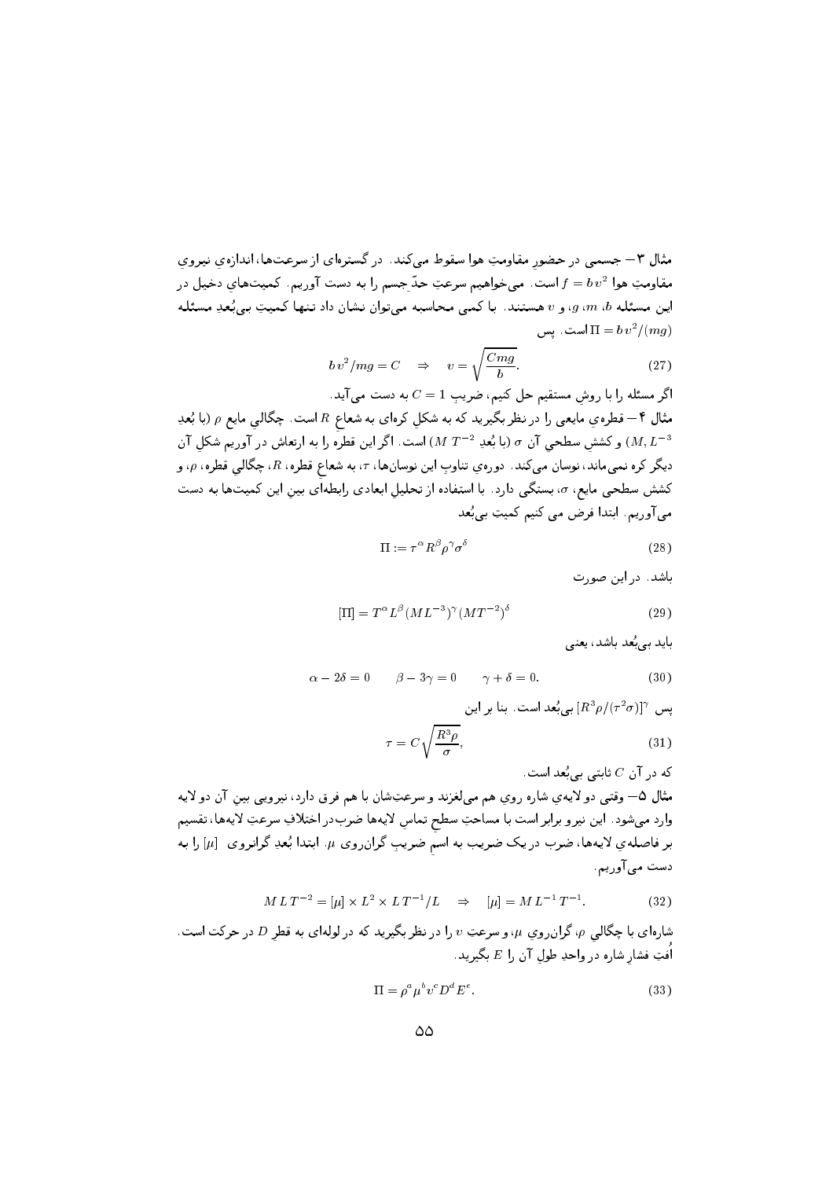**مثال ۳**— جسمی در حضورِ مقاومتِ هوا سقوط می‌کند. در گستره‌ای از سرعت‌ها، اندازه‌ی نیروی مقاومتِ هوا $f = b\,v^2$ است. می‌خواهیم سرعتِ حدِّ جسم را به دست آوریم. کمیت‌های دخیل در این مسئله $b$، $m$، $g$، و $v$ هستند. با کمی محاسبه می‌توان نشان داد تنها کمیتِ بی‌بُعدِ مسئله $\Pi = b\,v^2/(mg)$ است. پس

$$b\,v^2/mg = C \quad \Rightarrow \quad v = \sqrt{\frac{Cmg}{b}}. \tag{27}$$

اگر مسئله را با روشِ مستقیم حل کنیم، ضریبِ $C = 1$ به دست می‌آید.

**مثال ۴**— قطره‌ی مایعی را در نظر بگیرید که به شکلِ کره‌ای به شعاعِ $R$ است. چگالیِ مایع $\rho$ (با بُعدِ $M, L^{-3}$) و کششِ سطحیِ آن $\sigma$ (با بُعدِ $M\,T^{-2}$) است. اگر این قطره را به ارتعاش در آوریم شکلِ آن دیگر کره نمی‌ماند، نوسان می‌کند. دوره‌ی تناوبِ این نوسان‌ها، $\tau$، به شعاعِ قطره، $R$، چگالیِ قطره، $\rho$، و کششِ سطحیِ مایع، $\sigma$، بستگی دارد. با استفاده از تحلیلِ ابعادی رابطه‌ای بینِ این کمیت‌ها به دست می‌آوریم. ابتدا فرض می کنیم کمیتِ بی‌بُعد

$$\Pi := \tau^{\alpha} R^{\beta} \rho^{\gamma} \sigma^{\delta} \tag{28}$$

باشد. در این صورت

$$[\Pi] = T^{\alpha} L^{\beta} (ML^{-3})^{\gamma} (MT^{-2})^{\delta} \tag{29}$$

باید بی‌بُعد باشد، یعنی

$$\alpha - 2\delta = 0 \qquad \beta - 3\gamma = 0 \qquad \gamma + \delta = 0. \tag{30}$$

پس $[R^3\rho/(\tau^2\sigma)]^{\gamma}$ بی‌بُعد است. بنا بر این

$$\tau = C\sqrt{\frac{R^3\rho}{\sigma}}, \tag{31}$$

که در آن $C$ ثابتی بی‌بُعد است.

**مثال ۵**— وقتی دو لایه‌ی شاره رویِ هم می‌لغزند و سرعت‌شان با هم فرق دارد، نیرویی بینِ آن دو لایه وارد می‌شود. این نیرو برابر است با مساحتِ سطحِ تماسِ لایه‌ها ضرب در اختلافِ سرعتِ لایه‌ها، تقسیم بر فاصله‌ی لایه‌ها، ضرب در یک ضریب به اسمِ ضریبِ گران‌روی $\mu$. ابتدا بُعدِ گران‌روی $[\mu]$ را به دست می‌آوریم.

$$M\,L\,T^{-2} = [\mu] \times L^2 \times L\,T^{-1}/L \quad \Rightarrow \quad [\mu] = M\,L^{-1}\,T^{-1}. \tag{32}$$

شاره‌ای با چگالیِ $\rho$، گران‌رویِ $\mu$، و سرعتِ $v$ را در نظر بگیرید که در لوله‌ای به قطرِ $D$ در حرکت است. اُفتِ فشارِ شاره در واحدِ طولِ آن را $E$ بگیرید.

$$\Pi = \rho^{a} \mu^{b} v^{c} D^{d} E^{e}. \tag{33}$$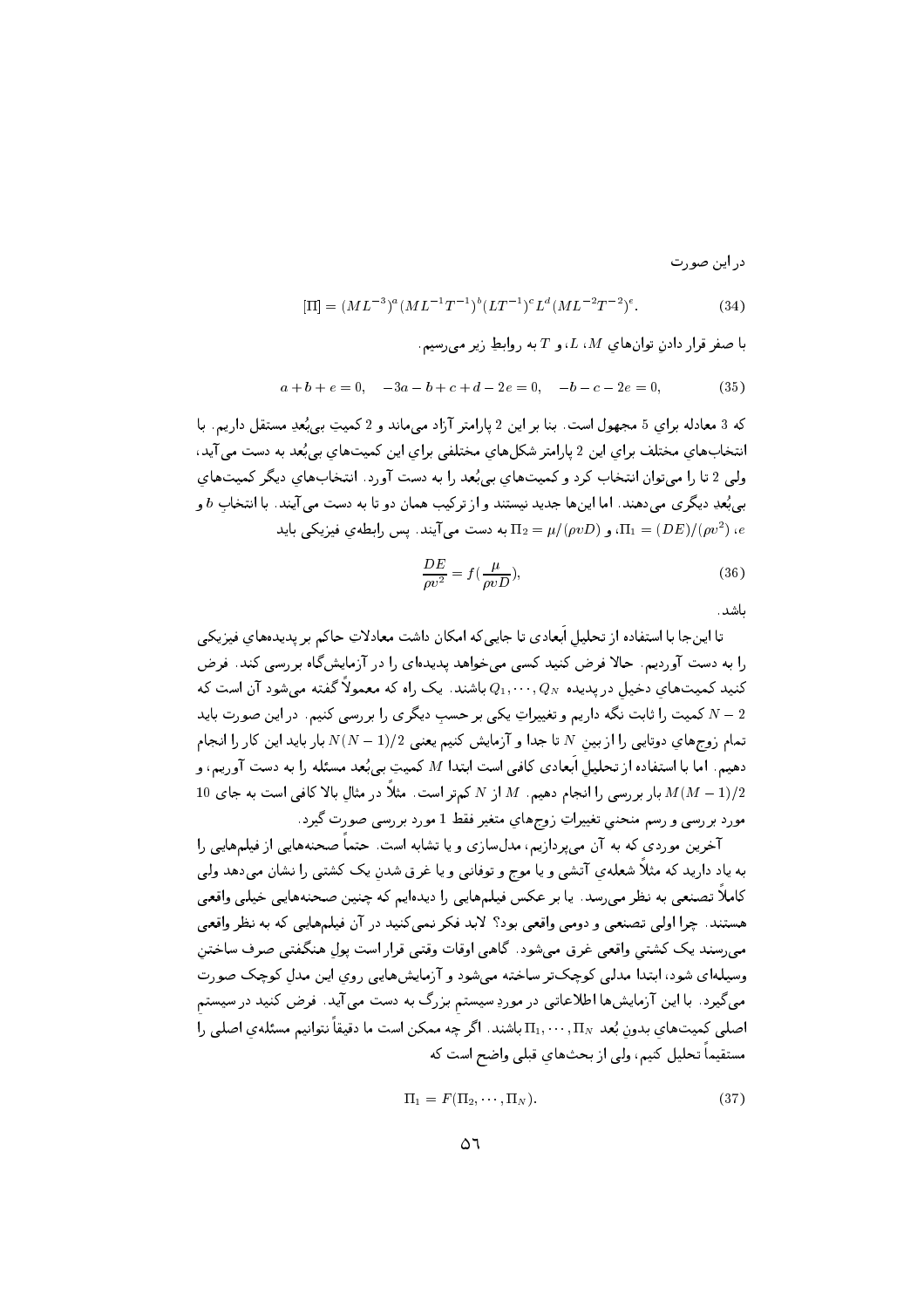در این صورت

$$[\Pi] = (ML^{-3})^a (ML^{-1}T^{-1})^b (LT^{-1})^c L^d (ML^{-2}T^{-2})^e. \tag{34}$$

با صفر قرار دادنِ توان‌های $M$، $L$، و $T$ به روابطِ زیر می‌رسیم.

$$a + b + e = 0, \quad -3a - b + c + d - 2e = 0, \quad -b - c - 2e = 0, \tag{35}$$

که 3 معادله برای 5 مجهول است. بنا بر این 2 پارامتر آزاد می‌ماند و 2 کمیتِ بی‌بُعدِ مستقل داریم. با انتخاب‌های مختلف برای این 2 پارامتر شکل‌های مختلفی برای این کمیت‌های بی‌بُعد به دست می‌آید، ولی 2 تا را می‌توان انتخاب کرد و کمیت‌های بی‌بُعد را به دست آورد. انتخاب‌های دیگر کمیت‌های بی‌بُعدِ دیگری می‌دهند. اما این‌ها جدید نیستند و از ترکیب همان دو تا به دست می‌آیند. با انتخابِ $b$ و $e$، $\Pi_1 = (DE)/(\rho v^2)$، و $\Pi_2 = \mu/(\rho v D)$ به دست می‌آیند. پس رابطه‌ی فیزیکی باید

$$\frac{DE}{\rho v^2} = f(\frac{\mu}{\rho v D}), \tag{36}$$

باشد.

تا این‌جا با استفاده از تحلیل اَبعادی تا جایی که امکان داشت معادلاتِ حاکم بر پدیده‌های فیزیکی را به دست آوردیم. حالا فرض کنید کسی می‌خواهد پدیده‌ای را در آزمایش‌گاه بررسی کند. فرض کنید کمیت‌هایِ دخیل در پدیده $Q_1, \cdots, Q_N$ باشند. یک راه که معمولاً گفته می‌شود آن است که $N - 2$ کمیت را ثابت نگه داریم و تغییراتِ یکی بر حسبِ دیگری را بررسی کنیم. در این صورت باید تمام زوج‌های دوتایی را از بین $N$ تا جدا و آزمایش کنیم یعنی $N(N-1)/2$ بار باید این کار را انجام دهیم. اما با استفاده از تحلیلِ اَبعادی کافی است ابتدا $M$ کمیتِ بی‌بُعد مسئله را به دست آوریم، و $M(M-1)/2$ بار بررسی را انجام دهیم. $M$ از $N$ کم‌تر است. مثلاً در مثالِ بالا کافی است به جای 10 مورد بررسی و رسم منحنیِ تغییراتِ زوج‌های متغیر فقط 1 مورد بررسی صورت گیرد.

آخرین موردی که به آن می‌پردازیم، مدل‌سازی و یا تشابه است. حتماً صحنه‌هایی از فیلم‌هایی را به یاد دارید که مثلاً شعله‌ی آتشی و یا موج و توفانی و یا غرق شدنِ یک کشتی را نشان می‌دهد ولی کاملاً تصنعی به نظر می‌رسد. یا بر عکس فیلم‌هایی را دیده‌ایم که چنین صحنه‌هایی خیلی واقعی هستند. چرا اولی تصنعی و دومی واقعی بود؟ لابد فکر نمی‌کنید در آن فیلم‌هایی که به نظر واقعی می‌رسند یک کشتیِ واقعی غرق می‌شود. گاهی اوقات وقتی قرار است پولِ هنگفتی صرف ساختنِ وسیله‌ای شود، ابتدا مدلی کوچک‌تر ساخته می‌شود و آزمایش‌هایی رویِ این مدلِ کوچک صورت می‌گیرد. با این آزمایش‌ها اطلاعاتی در موردِ سیستمِ بزرگ به دست می‌آید. فرض کنید در سیستمِ اصلی کمیت‌هایِ بدونِ بُعد $\Pi_1, \cdots, \Pi_N$ باشند. اگر چه ممکن است ما دقیقاً نتوانیم مسئله‌ی اصلی را مستقیماً تحلیل کنیم، ولی از بحث‌هایِ قبلی واضح است که

$$\Pi_1 = F(\Pi_2, \cdots, \Pi_N). \tag{37}$$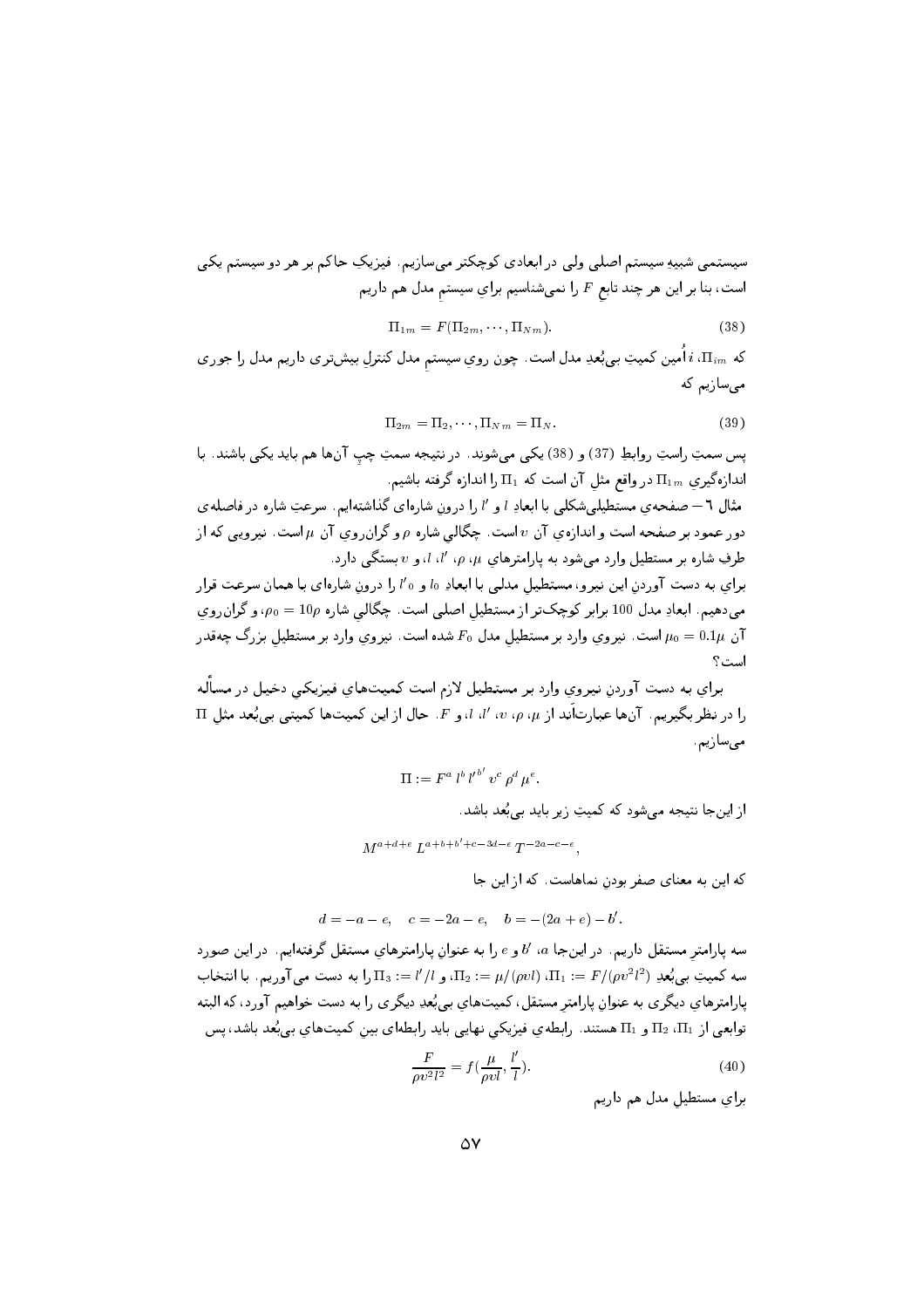سیستمی شبیهِ سیستم اصلی ولی در ابعادی کوچکتر می‌سازیم. فیزیکِ حاکم بر هر دو سیستم یکی است، بنا بر این هر چند تابع $F$ را نمی‌شناسیم برایِ سیستمِ مدل هم داریم

$$\Pi_{1m} = F(\Pi_{2m}, \cdots, \Pi_{Nm}). \tag{38}$$

که $\Pi_{im}$، $i$ اُمین کمیتِ بی‌بُعدِ مدل است. چون رویِ سیستمِ مدل کنترلِ بیش‌تری داریم مدل را جوری می‌سازیم که

$$\Pi_{2m} = \Pi_2, \cdots, \Pi_{N\,m} = \Pi_N. \tag{39}$$

پس سمتِ راستِ روابطِ (37) و (38) یکی می‌شوند. در نتیجه سمتِ چپِ آن‌ها هم باید یکی باشند. با اندازه‌گیریِ $\Pi_{1m}$ در واقع مثلِ آن است که $\Pi_1$ را اندازه گرفته باشیم.

مثال ۶ — صفحه‌ی مستطیلی‌شکلی با ابعادِ $l$ و $l'$ را درونِ شاره‌ای گذاشته‌ایم. سرعتِ شاره در فاصله‌ی دور عمود بر صفحه است و اندازه‌ی آن $v$ است. چگالیِ شاره $\rho$ و گران‌رویِ آن $\mu$ است. نیرویی که از طرفِ شاره بر مستطیل وارد می‌شود به پارامترهایِ $\mu$، $\rho$، $l'$، $l$، و $v$ بستگی دارد.

برایِ به دست آوردنِ این نیرو، مستطیلِ مدلی با ابعادِ $l_0$ و $l'_0$ را درونِ شاره‌ای با همان سرعت قرار می‌دهیم. ابعادِ مدل 100 برابر کوچک‌تر از مستطیلِ اصلی است. چگالیِ شاره $\rho_0 = 10\rho$، و گران‌رویِ آن $\mu_0 = 0.1\mu$ است. نیرویِ وارد بر مستطیلِ مدل $F_0$ شده است. نیرویِ وارد بر مستطیلِ بزرگ چه‌قدر است؟

برایِ به دست آوردنِ نیرویِ وارد بر مستطیل لازم است کمیت‌هایِ فیزیکیِ دخیل در مسأله را در نظر بگیریم. آن‌ها عبارت‌اَند از $\mu$، $\rho$، $v$، $l'$، $l$، و $F$. حال از این کمیت‌ها کمیتی بی‌بُعد مثلِ $\Pi$ می‌سازیم.

$$\Pi := F^a\, l^b\, l'^{\,b'}\, v^c\, \rho^d\, \mu^e.$$

از این‌جا نتیجه می‌شود که کمیتِ زیر باید بی‌بُعد باشد.

$$M^{a+d+e}\, L^{a+b+b'+c-3d-e}\, T^{-2a-c-e},$$

که این به معنای صفر بودنِ نماهاست. که از این جا

$$d = -a - e, \quad c = -2a - e, \quad b = -(2a + e) - b'.$$

سه پارامترِ مستقل داریم. در این‌جا $a$، $b'$ و $e$ را به عنوانِ پارامترهایِ مستقل گرفته‌ایم. در این صورت سه کمیتِ بی‌بُعدِ $\Pi_1 := F/(\rho v^2 l^2)$، $\Pi_2 := \mu/(\rho v l)$، و $\Pi_3 := l'/l$ را به دست می‌آوریم. با انتخابِ پارامترهایِ دیگری به عنوانِ پارامترِ مستقل، کمیت‌هایِ بی‌بُعدِ دیگری را به دست خواهیم آورد، که البته توابعی از $\Pi_1$، $\Pi_2$ و $\Pi_3$ هستند. رابطه‌ی فیزیکیِ نهایی باید رابطه‌ای بینِ کمیت‌هایِ بی‌بُعد باشد، پس

$$\frac{F}{\rho v^2 l^2} = f\!\left(\frac{\mu}{\rho v l}, \frac{l'}{l}\right). \tag{40}$$

برایِ مستطیلِ مدل هم داریم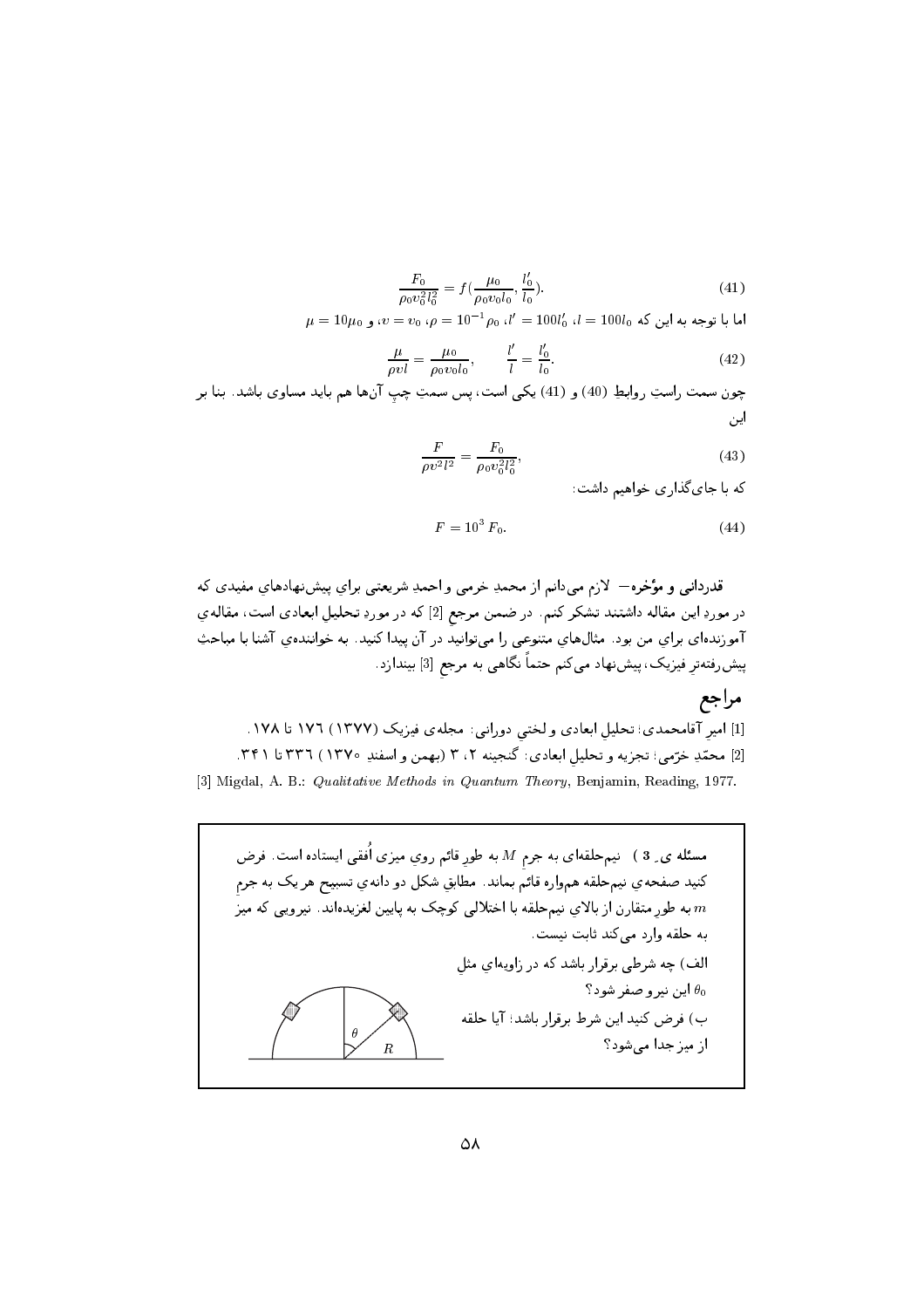$$\frac{F_0}{\rho_0 v_0^2 l_0^2} = f(\frac{\mu_0}{\rho_0 v_0 l_0}, \frac{l'_0}{l_0}). \tag{41}$$

اما با توجه به این که $l = 100 l_0$، $l' = 100 l'_0$، $\rho = 10^{-1}\rho_0$، $v = v_0$، و $\mu = 10\mu_0$

$$\frac{\mu}{\rho v l} = \frac{\mu_0}{\rho_0 v_0 l_0}, \qquad \frac{l'}{l} = \frac{l'_0}{l_0}. \tag{42}$$

چون سمت راستِ روابطِ (40) و (41) یکی است، پس سمتِ چپِ آن‌ها هم باید مساوی باشد. بنا بر این

$$\frac{F}{\rho v^2 l^2} = \frac{F_0}{\rho_0 v_0^2 l_0^2}, \tag{43}$$

که با جای‌گذاری خواهیم داشت:

$$F = 10^3 F_0. \tag{44}$$

**قدردانی و مؤخره**— لازم می‌دانم از محمدِ خرمی و احمدِ شریعتی برای پیش‌نهادهای مفیدی که در موردِ این مقاله داشتند تشکر کنم. در ضمن مرجعِ [2] که در موردِ تحلیل ابعادی است، مقاله‌ی آموزنده‌ای برای من بود. مثال‌های متنوعی را می‌توانید در آن پیدا کنید. به خواننده‌ی آشنا با مباحثِ پیش‌رفته‌ترِ فیزیک، پیش‌نهاد می‌کنم حتماً نگاهی به مرجعِ [3] بیندازد.

## مراجع

[1] امیرِ آقامحمدی: تحلیلِ ابعادی و لختیِ دورانی: مجله‌ی فیزیک (۱۳۷۷) ۱۷۶ تا ۱۷۸.

[2] محمّدِ خرّمی: تجزیه و تحلیلِ ابعادی: گنجینه ۲، ۳ (بهمن و اسفندِ ۱۳۷۰) ۳۳۶ تا ۳۴۱.

[3] Migdal, A. B.: *Qualitative Methods in Quantum Theory*, Benjamin, Reading, 1977.

---

**مسئله ی 3)** نیم‌حلقه‌ای به جرمِ $M$ به طورِ قائم رویِ میزی اُفقی ایستاده است. فرض کنید صفحه‌ی نیم‌حلقه هم‌واره قائم بماند. مطابقِ شکل دو دانه‌ی تسبیح هر یک به جرمِ $m$ به طورِ متقارن از بالای نیم‌حلقه با اختلالی کوچک به پایین لغزیده‌اند. نیرویی که میز به حلقه وارد می‌کند ثابت نیست.

الف) چه شرطی برقرار باشد که در زاویه‌ای مثلِ $\theta_0$ این نیرو صفر شود؟

ب) فرض کنید این شرط برقرار باشد: آیا حلقه از میز جدا می‌شود؟

$\theta$

$R$